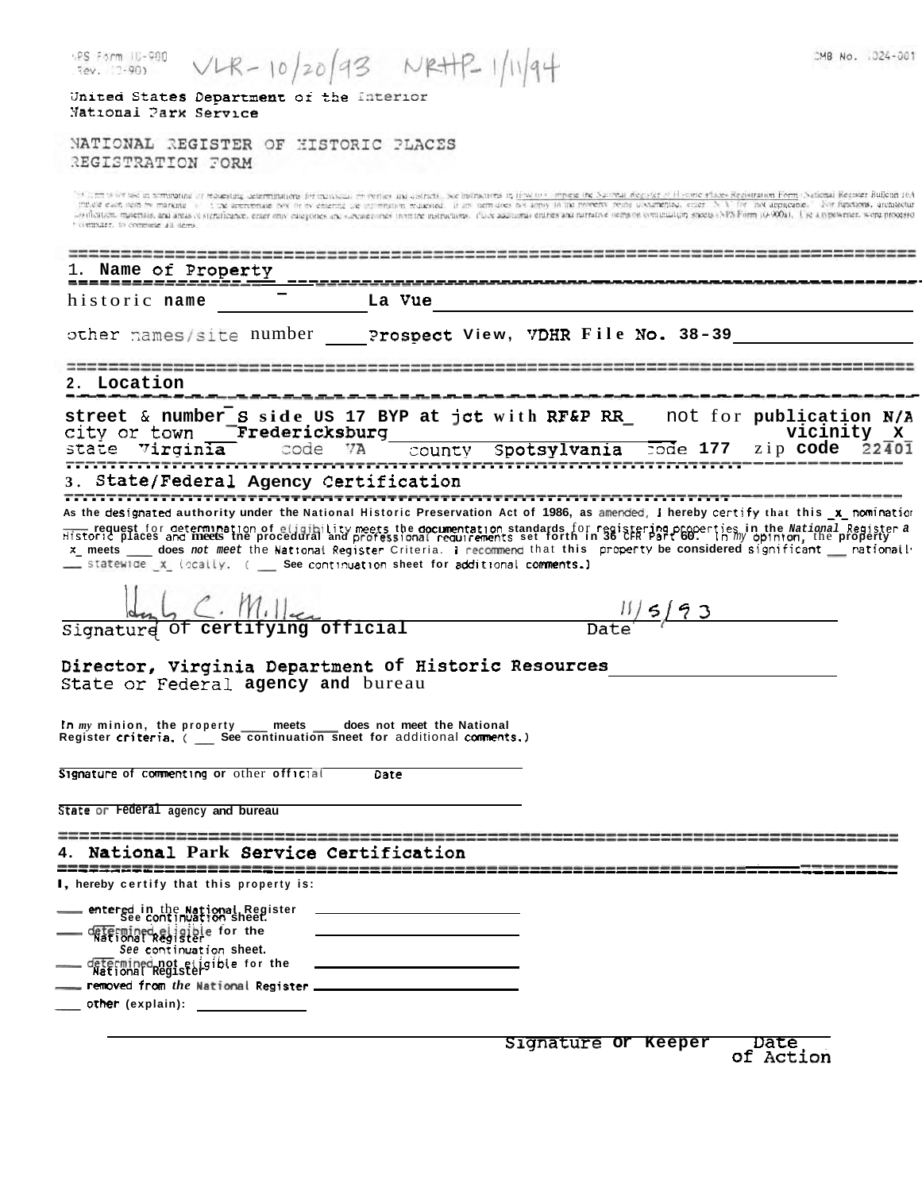NPS Form 10-900 (Rev. 10-90) VLR - 10/20/93 NRHP - 1/11/94

OMB No. 1024-0018

United States Department of the Interior
National Park Service

# NATIONAL REGISTER OF HISTORIC PLACES REGISTRATION FORM

This form is for use in nominating or requesting determinations for individual properties and districts. See instructions in How to Complete the National Register of Historic Places Registration Form (National Register Bulletin 16A). Complete each item by marking "x" in the appropriate box or by entering the information requested. If an item does not apply to the property being documented, enter "N/A" for "not applicable." For functions, architectural classification, materials, and areas of significance, enter only categories and subcategories from the instructions. Place additional entries and narrative items on continuation sheets (NPS Form 10-900a). Use a typewriter, word processor, or computer, to complete all items.

## 1. Name of Property

historic name La Vue

other names/site number Prospect View, VDHR File No. 38-39

## 2. Location

street & number S side US 17 BYP at jct with RF&P RR not for publication N/A
city or town Fredericksburg vicinity X
state Virginia code VA county Spotsylvania code 177 zip code 22401

## 3. State/Federal Agency Certification

As the designated authority under the National Historic Preservation Act of 1986, as amended, I hereby certify that this _x_ nomination ___ request for determination of eligibility meets the documentation standards for registering properties in the National Register of Historic Places and meets the procedural and professional requirements set forth in 36 CFR Part 60. In my opinion, the property _x_ meets ___ does not meet the National Register Criteria. I recommend that this property be considered significant ___ nationally ___ statewide _x_ locally. ( ___ See continuation sheet for additional comments.)

Signature of certifying official Date 11/5/93

Director, Virginia Department of Historic Resources
State or Federal agency and bureau

In my opinion, the property ___ meets ___ does not meet the National Register criteria. ( ___ See continuation sheet for additional comments.)

Signature of commenting or other official Date

State or Federal agency and bureau

## 4. National Park Service Certification

I, hereby certify that this property is:

___ entered in the National Register
  See continuation sheet.
___ determined eligible for the National Register
  See continuation sheet.
___ determined not eligible for the National Register
___ removed from the National Register
___ other (explain): ___

Signature of Keeper Date of Action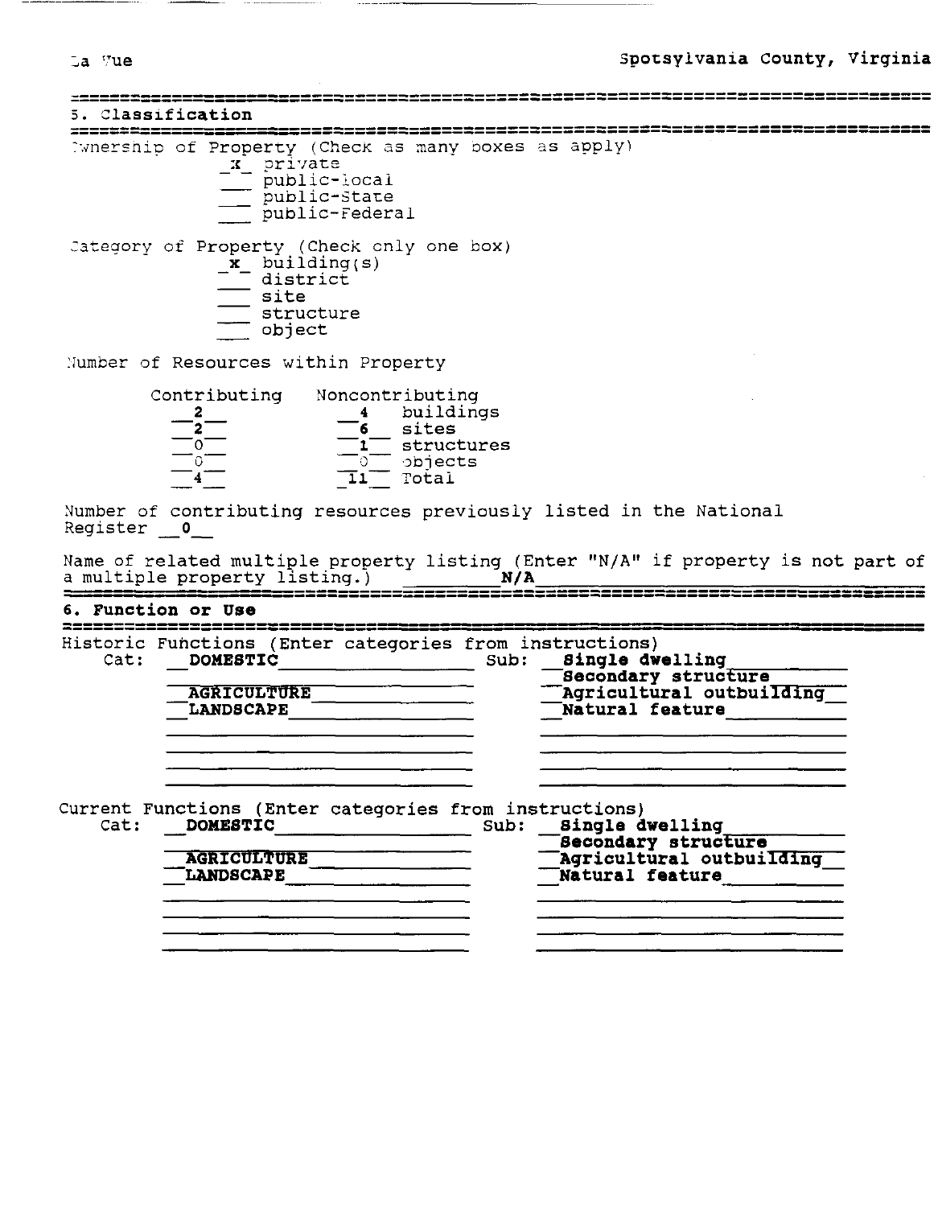## 5. Classification

Ownership of Property (Check as many boxes as apply)

- _x_ private
- ___ public-local
- ___ public-State
- ___ public-Federal

Category of Property (Check only one box)

- _x_ building(s)
- ___ district
- ___ site
- ___ structure
- ___ object

Number of Resources within Property

| Contributing | Noncontributing | |
|---|---|---|
| 2 | 4 | buildings |
| 2 | 6 | sites |
| 0 | 1 | structures |
| 0 | 0 | objects |
| 4 | 11 | Total |

Number of contributing resources previously listed in the National Register __0__

Name of related multiple property listing (Enter "N/A" if property is not part of a multiple property listing.) ____N/A____

## 6. Function or Use

Historic Functions (Enter categories from instructions)

| Cat: | Sub: |
|---|---|
| **DOMESTIC** | **Single dwelling** |
| | **Secondary structure** |
| **AGRICULTURE** | **Agricultural outbuilding** |
| **LANDSCAPE** | **Natural feature** |

Current Functions (Enter categories from instructions)

| Cat: | Sub: |
|---|---|
| **DOMESTIC** | **Single dwelling** |
| | **Secondary structure** |
| **AGRICULTURE** | **Agricultural outbuilding** |
| **LANDSCAPE** | **Natural feature** |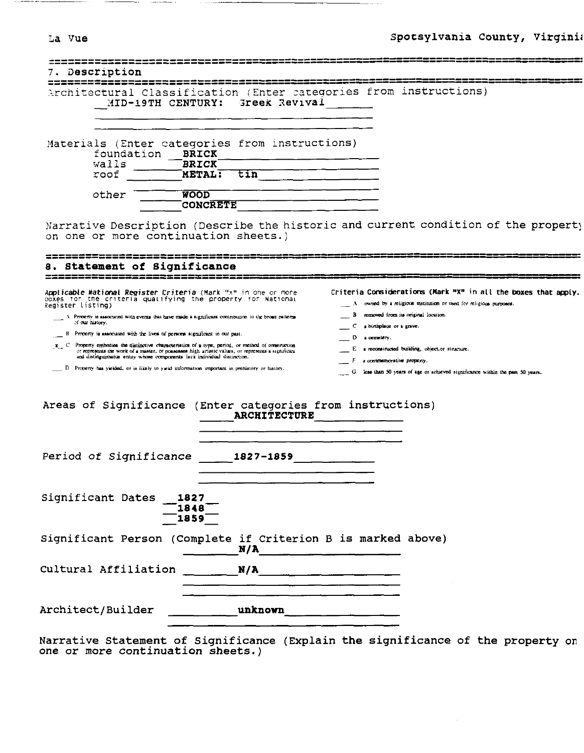## 7. Description

Architectural Classification (Enter categories from instructions)

MID-19TH CENTURY: Greek Revival

Materials (Enter categories from instructions)

foundation BRICK
walls BRICK
roof METAL: tin
other WOOD
CONCRETE

Narrative Description (Describe the historic and current condition of the property on one or more continuation sheets.)

## 8. Statement of Significance

*Applicable National Register Criteria* (Mark "x" in one or more boxes for the criteria qualifying the property for National Register listing)

___ A Property is associated with events that have made a significant contribution to the broad patterns of our history.

___ B Property is associated with the lives of persons significant in our past.

_x_ C Property embodies the distinctive characteristics of a type, period, or method of construction or represents the work of a master, or possesses high artistic values, or represents a significant and distinguishable entity whose components lack individual distinction.

___ D Property has yielded, or is likely to yield information important in prehistory or history.

Criteria Considerations (Mark "X" in all the boxes that apply.

___ A owned by a religious institution or used for religious purposes.

___ B removed from its original location.

___ C a birthplace or a grave.

___ D a cemetery.

___ E a reconstructed building, object,or structure.

___ F a commemorative property.

___ G less than 50 years of age or achieved significance within the past 50 years.

Areas of Significance (Enter categories from instructions)

ARCHITECTURE

Period of Significance 1827-1859

Significant Dates 1827
1848
1859

Significant Person (Complete if Criterion B is marked above)

N/A

Cultural Affiliation N/A

Architect/Builder unknown

Narrative Statement of Significance (Explain the significance of the property on one or more continuation sheets.)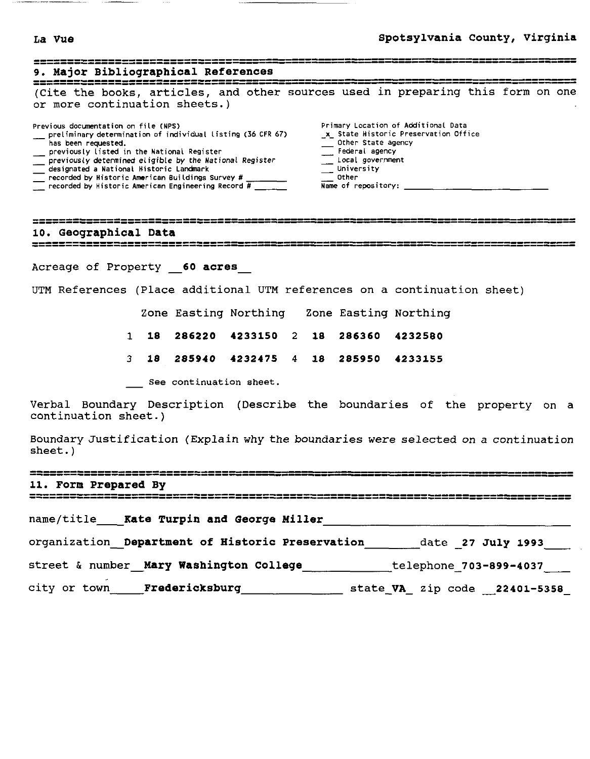## 9. Major Bibliographical References

(Cite the books, articles, and other sources used in preparing this form on one or more continuation sheets.)

Previous documentation on file (NPS)
- __ preliminary determination of individual listing (36 CFR 67) has been requested.
- __ previously listed in the National Register
- __ previously determined eligible by the National Register
- __ designated a National Historic Landmark
- __ recorded by Historic American Buildings Survey # ________
- __ recorded by Historic American Engineering Record # ______

Primary Location of Additional Data
- _x_ State Historic Preservation Office
- __ Other State agency
- __ Federal agency
- __ Local government
- __ University
- __ Other

Name of repository: ____________________________

## 10. Geographical Data

Acreage of Property __**60 acres**__

UTM References (Place additional UTM references on a continuation sheet)

| | Zone | Easting | Northing | | Zone | Easting | Northing |
|---|---|---|---|---|---|---|---|
| 1 | **18** | **286220** | **4233150** | 2 | **18** | **286360** | **4232580** |
| 3 | **18** | **285940** | **4232475** | 4 | **18** | **285950** | **4233155** |

___ See continuation sheet.

Verbal Boundary Description (Describe the boundaries of the property on a continuation sheet.)

Boundary Justification (Explain why the boundaries were selected on a continuation sheet.)

## 11. Form Prepared By

name/title___**Kate Turpin and George Miller**___

organization_**Department of Historic Preservation**___ date _**27 July 1993**___

street & number__**Mary Washington College**___ telephone_**703-899-4037**___

city or town____**Fredericksburg**___ state_**VA**_ zip code __**22401-5358**_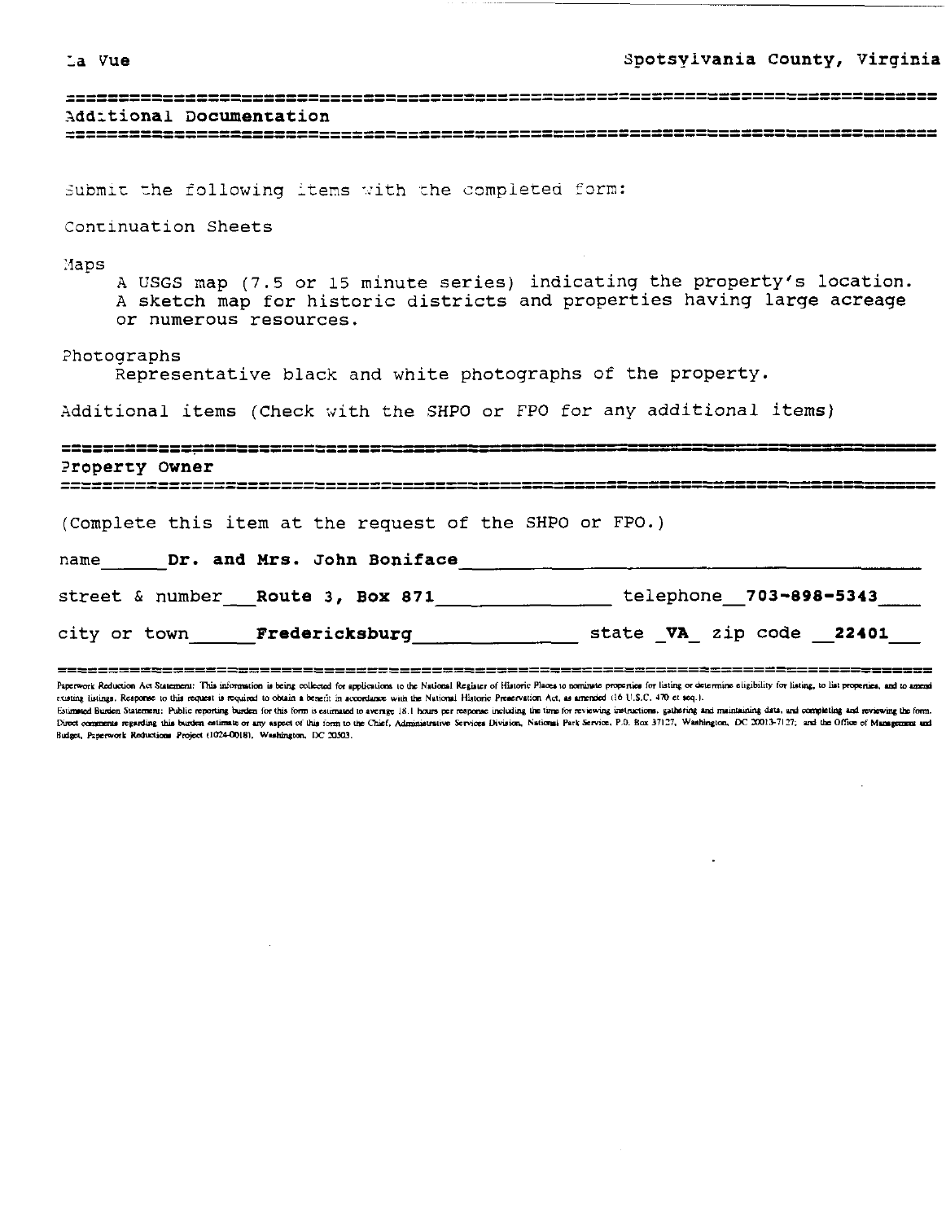## Additional Documentation

Submit the following items with the completed form:

Continuation Sheets

Maps
A USGS map (7.5 or 15 minute series) indicating the property's location.
A sketch map for historic districts and properties having large acreage or numerous resources.

Photographs
Representative black and white photographs of the property.

Additional items (Check with the SHPO or FPO for any additional items)

## Property Owner

(Complete this item at the request of the SHPO or FPO.)

name **Dr. and Mrs. John Boniface**

street & number **Route 3, Box 871** telephone **703-898-5343**

city or town **Fredericksburg** state **VA** zip code **22401**

Paperwork Reduction Act Statement: This information is being collected for applications to the National Register of Historic Places to nominate properties for listing or determine eligibility for listing, to list properties, and to amend existing listings. Response to this request is required to obtain a benefit in accordance with the National Historic Preservation Act, as amended (16 U.S.C. 470 et seq.).

Estimated Burden Statement: Public reporting burden for this form is estimated to average 18.1 hours per response including the time for reviewing instructions, gathering and maintaining data, and completing and reviewing the form. Direct comments regarding this burden estimate or any aspect of this form to the Chief, Administrative Services Division, National Park Service, P.O. Box 37127, Washington, DC 20013-7127; and the Office of Management and Budget, Paperwork Reductions Project (1024-0018), Washington, DC 20503.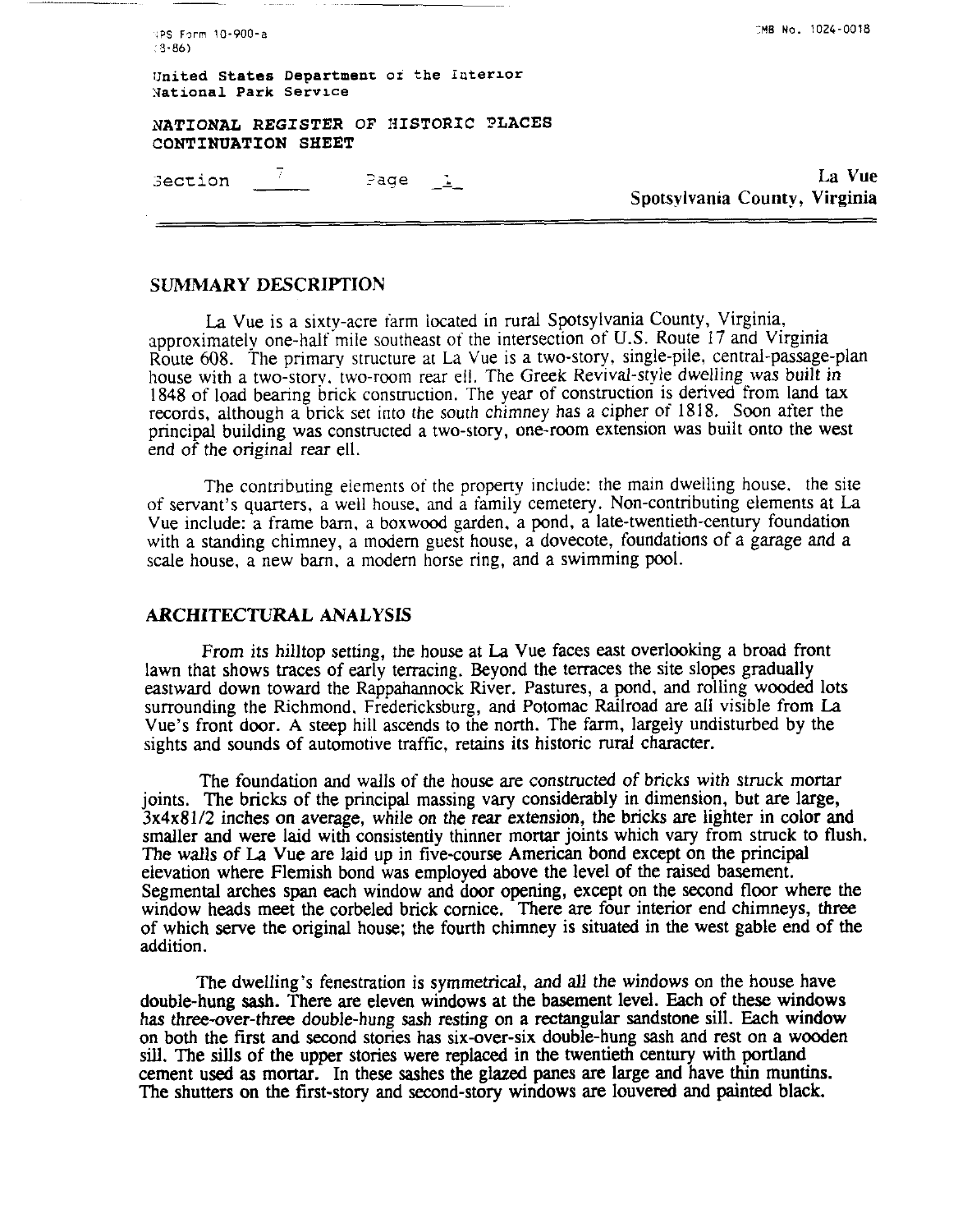## SUMMARY DESCRIPTION

La Vue is a sixty-acre farm located in rural Spotsylvania County, Virginia, approximately one-half mile southeast of the intersection of U.S. Route 17 and Virginia Route 608. The primary structure at La Vue is a two-story, single-pile, central-passage-plan house with a two-story, two-room rear ell. The Greek Revival-style dwelling was built in 1848 of load bearing brick construction. The year of construction is derived from land tax records, although a brick set into the south chimney has a cipher of 1818. Soon after the principal building was constructed a two-story, one-room extension was built onto the west end of the original rear ell.

The contributing elements of the property include: the main dwelling house, the site of servant's quarters, a well house, and a family cemetery. Non-contributing elements at La Vue include: a frame barn, a boxwood garden, a pond, a late-twentieth-century foundation with a standing chimney, a modern guest house, a dovecote, foundations of a garage and a scale house, a new barn, a modern horse ring, and a swimming pool.

## ARCHITECTURAL ANALYSIS

From its hilltop setting, the house at La Vue faces east overlooking a broad front lawn that shows traces of early terracing. Beyond the terraces the site slopes gradually eastward down toward the Rappahannock River. Pastures, a pond, and rolling wooded lots surrounding the Richmond, Fredericksburg, and Potomac Railroad are all visible from La Vue's front door. A steep hill ascends to the north. The farm, largely undisturbed by the sights and sounds of automotive traffic, retains its historic rural character.

The foundation and walls of the house are constructed of bricks with struck mortar joints. The bricks of the principal massing vary considerably in dimension, but are large, 3x4x81/2 inches on average, while on the rear extension, the bricks are lighter in color and smaller and were laid with consistently thinner mortar joints which vary from struck to flush. The walls of La Vue are laid up in five-course American bond except on the principal elevation where Flemish bond was employed above the level of the raised basement. Segmental arches span each window and door opening, except on the second floor where the window heads meet the corbeled brick cornice. There are four interior end chimneys, three of which serve the original house; the fourth chimney is situated in the west gable end of the addition.

The dwelling's fenestration is symmetrical, and all the windows on the house have double-hung sash. There are eleven windows at the basement level. Each of these windows has three-over-three double-hung sash resting on a rectangular sandstone sill. Each window on both the first and second stories has six-over-six double-hung sash and rest on a wooden sill. The sills of the upper stories were replaced in the twentieth century with portland cement used as mortar. In these sashes the glazed panes are large and have thin muntins. The shutters on the first-story and second-story windows are louvered and painted black.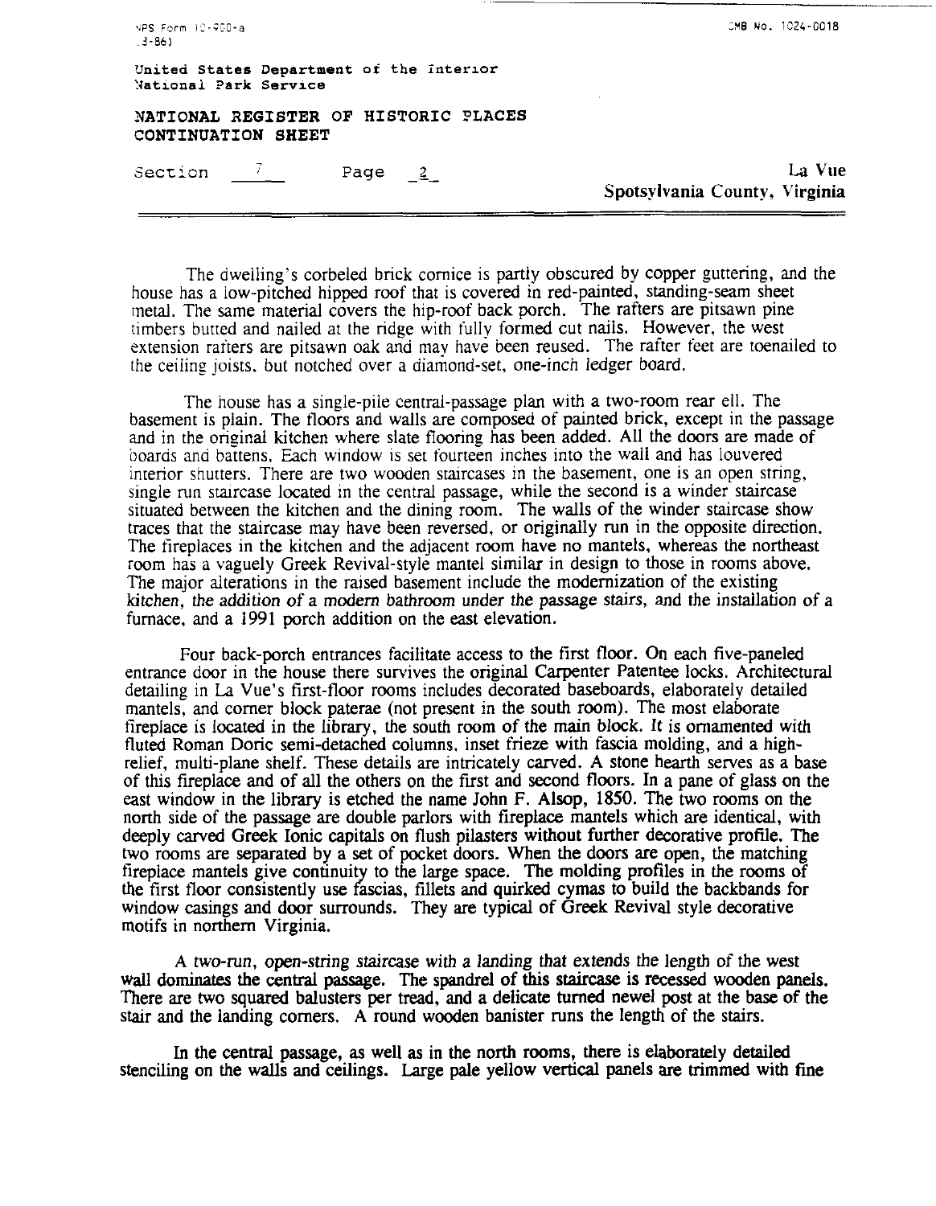The dwelling's corbeled brick cornice is partly obscured by copper guttering, and the house has a low-pitched hipped roof that is covered in red-painted, standing-seam sheet metal. The same material covers the hip-roof back porch. The rafters are pitsawn pine timbers butted and nailed at the ridge with fully formed cut nails. However, the west extension rafters are pitsawn oak and may have been reused. The rafter feet are toenailed to the ceiling joists, but notched over a diamond-set, one-inch ledger board.

The house has a single-pile central-passage plan with a two-room rear ell. The basement is plain. The floors and walls are composed of painted brick, except in the passage and in the original kitchen where slate flooring has been added. All the doors are made of boards and battens. Each window is set fourteen inches into the wall and has louvered interior shutters. There are two wooden staircases in the basement, one is an open string, single run staircase located in the central passage, while the second is a winder staircase situated between the kitchen and the dining room. The walls of the winder staircase show traces that the staircase may have been reversed, or originally run in the opposite direction. The fireplaces in the kitchen and the adjacent room have no mantels, whereas the northeast room has a vaguely Greek Revival-style mantel similar in design to those in rooms above. The major alterations in the raised basement include the modernization of the existing kitchen, the addition of a modern bathroom under the passage stairs, and the installation of a furnace, and a 1991 porch addition on the east elevation.

Four back-porch entrances facilitate access to the first floor. On each five-paneled entrance door in the house there survives the original Carpenter Patentee locks. Architectural detailing in La Vue's first-floor rooms includes decorated baseboards, elaborately detailed mantels, and corner block paterae (not present in the south room). The most elaborate fireplace is located in the library, the south room of the main block. It is ornamented with fluted Roman Doric semi-detached columns, inset frieze with fascia molding, and a high-relief, multi-plane shelf. These details are intricately carved. A stone hearth serves as a base of this fireplace and of all the others on the first and second floors. In a pane of glass on the east window in the library is etched the name John F. Alsop, 1850. The two rooms on the north side of the passage are double parlors with fireplace mantels which are identical, with deeply carved Greek Ionic capitals on flush pilasters without further decorative profile. The two rooms are separated by a set of pocket doors. When the doors are open, the matching fireplace mantels give continuity to the large space. The molding profiles in the rooms of the first floor consistently use fascias, fillets and quirked cymas to build the backbands for window casings and door surrounds. They are typical of Greek Revival style decorative motifs in northern Virginia.

A two-run, open-string staircase with a landing that extends the length of the west wall dominates the central passage. The spandrel of this staircase is recessed wooden panels. There are two squared balusters per tread, and a delicate turned newel post at the base of the stair and the landing corners. A round wooden banister runs the length of the stairs.

In the central passage, as well as in the north rooms, there is elaborately detailed stenciling on the walls and ceilings. Large pale yellow vertical panels are trimmed with fine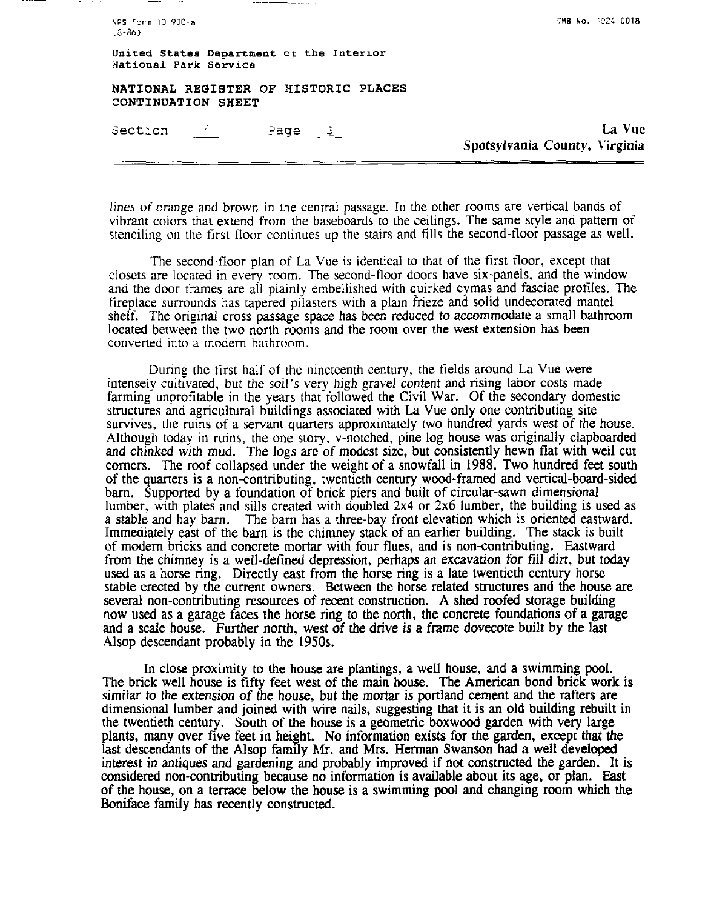lines of orange and brown in the central passage. In the other rooms are vertical bands of vibrant colors that extend from the baseboards to the ceilings. The same style and pattern of stenciling on the first floor continues up the stairs and fills the second-floor passage as well.

The second-floor plan of La Vue is identical to that of the first floor, except that closets are located in every room. The second-floor doors have six-panels, and the window and the door frames are all plainly embellished with quirked cymas and fasciae profiles. The fireplace surrounds has tapered pilasters with a plain frieze and solid undecorated mantel shelf. The original cross passage space has been reduced to accommodate a small bathroom located between the two north rooms and the room over the west extension has been converted into a modern bathroom.

During the first half of the nineteenth century, the fields around La Vue were intensely cultivated, but the soil's very high gravel content and rising labor costs made farming unprofitable in the years that followed the Civil War. Of the secondary domestic structures and agricultural buildings associated with La Vue only one contributing site survives, the ruins of a servant quarters approximately two hundred yards west of the house. Although today in ruins, the one story, v-notched, pine log house was originally clapboarded and chinked with mud. The logs are of modest size, but consistently hewn flat with well cut corners. The roof collapsed under the weight of a snowfall in 1988. Two hundred feet south of the quarters is a non-contributing, twentieth century wood-framed and vertical-board-sided barn. Supported by a foundation of brick piers and built of circular-sawn dimensional lumber, with plates and sills created with doubled 2x4 or 2x6 lumber, the building is used as a stable and hay barn. The barn has a three-bay front elevation which is oriented eastward. Immediately east of the barn is the chimney stack of an earlier building. The stack is built of modern bricks and concrete mortar with four flues, and is non-contributing. Eastward from the chimney is a well-defined depression, perhaps an excavation for fill dirt, but today used as a horse ring. Directly east from the horse ring is a late twentieth century horse stable erected by the current owners. Between the horse related structures and the house are several non-contributing resources of recent construction. A shed roofed storage building now used as a garage faces the horse ring to the north, the concrete foundations of a garage and a scale house. Further north, west of the drive is a frame dovecote built by the last Alsop descendant probably in the 1950s.

In close proximity to the house are plantings, a well house, and a swimming pool. The brick well house is fifty feet west of the main house. The American bond brick work is similar to the extension of the house, but the mortar is portland cement and the rafters are dimensional lumber and joined with wire nails, suggesting that it is an old building rebuilt in the twentieth century. South of the house is a geometric boxwood garden with very large plants, many over five feet in height. No information exists for the garden, except that the last descendants of the Alsop family Mr. and Mrs. Herman Swanson had a well developed interest in antiques and gardening and probably improved if not constructed the garden. It is considered non-contributing because no information is available about its age, or plan. East of the house, on a terrace below the house is a swimming pool and changing room which the Boniface family has recently constructed.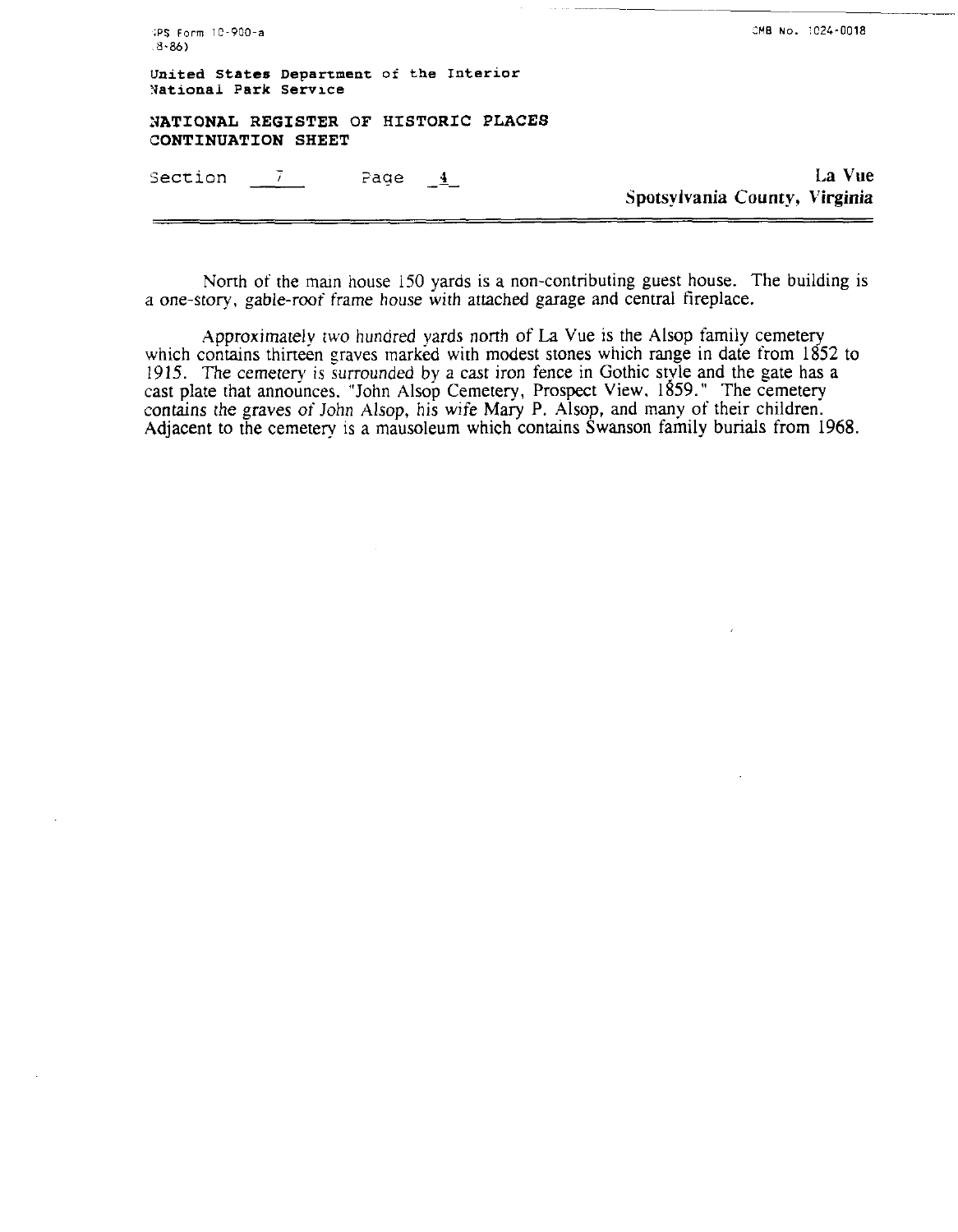North of the main house 150 yards is a non-contributing guest house. The building is a one-story, gable-roof frame house with attached garage and central fireplace.

Approximately two hundred yards north of La Vue is the Alsop family cemetery which contains thirteen graves marked with modest stones which range in date from 1852 to 1915. The cemetery is surrounded by a cast iron fence in Gothic style and the gate has a cast plate that announces, "John Alsop Cemetery, Prospect View, 1859." The cemetery contains the graves of John Alsop, his wife Mary P. Alsop, and many of their children. Adjacent to the cemetery is a mausoleum which contains Swanson family burials from 1968.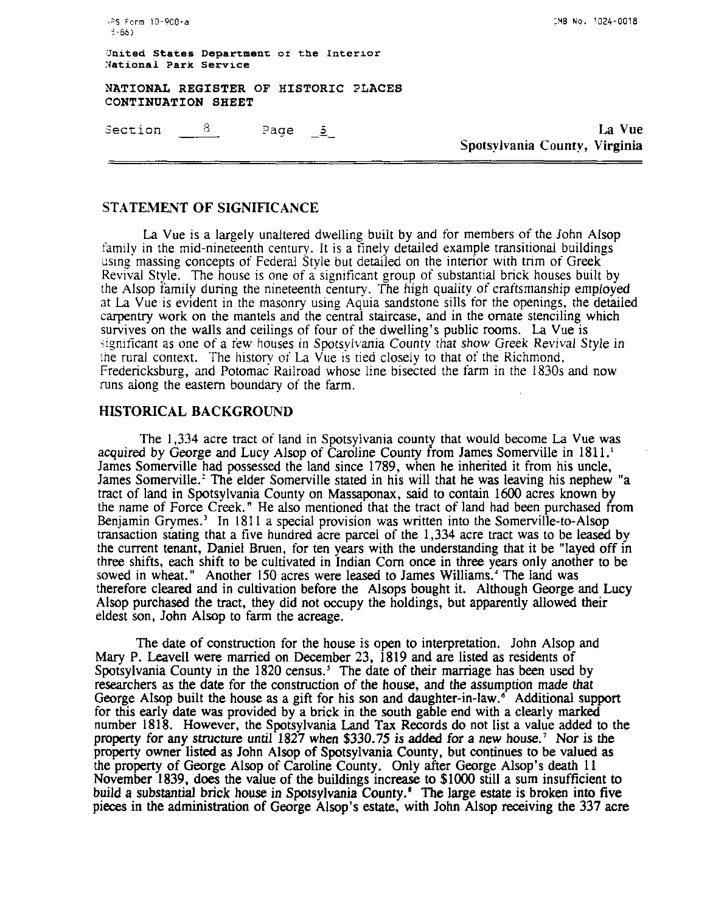## STATEMENT OF SIGNIFICANCE

La Vue is a largely unaltered dwelling built by and for members of the John Alsop family in the mid-nineteenth century. It is a finely detailed example transitional buildings using massing concepts of Federal Style but detailed on the interior with trim of Greek Revival Style. The house is one of a significant group of substantial brick houses built by the Alsop family during the nineteenth century. The high quality of craftsmanship employed at La Vue is evident in the masonry using Aquia sandstone sills for the openings, the detailed carpentry work on the mantels and the central staircase, and in the ornate stenciling which survives on the walls and ceilings of four of the dwelling's public rooms. La Vue is significant as one of a few houses in Spotsylvania County that show Greek Revival Style in the rural context. The history of La Vue is tied closely to that of the Richmond, Fredericksburg, and Potomac Railroad whose line bisected the farm in the 1830s and now runs along the eastern boundary of the farm.

## HISTORICAL BACKGROUND

The 1,334 acre tract of land in Spotsylvania county that would become La Vue was acquired by George and Lucy Alsop of Caroline County from James Somerville in 1811.[1] James Somerville had possessed the land since 1789, when he inherited it from his uncle, James Somerville.[2] The elder Somerville stated in his will that he was leaving his nephew "a tract of land in Spotsylvania County on Massaponax, said to contain 1600 acres known by the name of Force Creek." He also mentioned that the tract of land had been purchased from Benjamin Grymes.[3] In 1811 a special provision was written into the Somerville-to-Alsop transaction stating that a five hundred acre parcel of the 1,334 acre tract was to be leased by the current tenant, Daniel Bruen, for ten years with the understanding that it be "layed off in three shifts, each shift to be cultivated in Indian Corn once in three years only another to be sowed in wheat." Another 150 acres were leased to James Williams.[4] The land was therefore cleared and in cultivation before the Alsops bought it. Although George and Lucy Alsop purchased the tract, they did not occupy the holdings, but apparently allowed their eldest son, John Alsop to farm the acreage.

The date of construction for the house is open to interpretation. John Alsop and Mary P. Leavell were married on December 23, 1819 and are listed as residents of Spotsylvania County in the 1820 census.[5] The date of their marriage has been used by researchers as the date for the construction of the house, and the assumption made that George Alsop built the house as a gift for his son and daughter-in-law.[6] Additional support for this early date was provided by a brick in the south gable end with a clearly marked number 1818. However, the Spotsylvania Land Tax Records do not list a value added to the property for any structure until 1827 when $330.75 is added for a new house.[7] Nor is the property owner listed as John Alsop of Spotsylvania County, but continues to be valued as the property of George Alsop of Caroline County. Only after George Alsop's death 11 November 1839, does the value of the buildings increase to $1000 still a sum insufficient to build a substantial brick house in Spotsylvania County.[8] The large estate is broken into five pieces in the administration of George Alsop's estate, with John Alsop receiving the 337 acre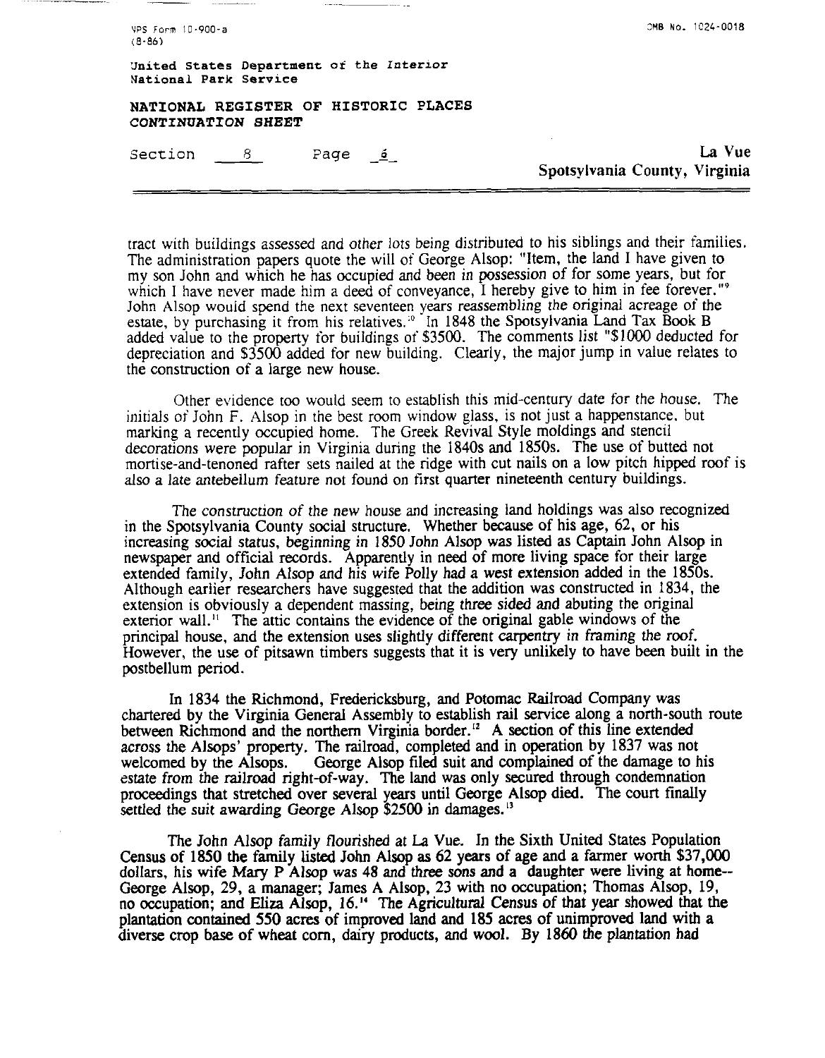tract with buildings assessed and other lots being distributed to his siblings and their families. The administration papers quote the will of George Alsop: "Item, the land I have given to my son John and which he has occupied and been in possession of for some years, but for which I have never made him a deed of conveyance, I hereby give to him in fee forever."[9] John Alsop would spend the next seventeen years reassembling the original acreage of the estate, by purchasing it from his relatives.[10] In 1848 the Spotsylvania Land Tax Book B added value to the property for buildings of $3500. The comments list "$1000 deducted for depreciation and $3500 added for new building. Clearly, the major jump in value relates to the construction of a large new house.

Other evidence too would seem to establish this mid-century date for the house. The initials of John F. Alsop in the best room window glass, is not just a happenstance, but marking a recently occupied home. The Greek Revival Style moldings and stencil decorations were popular in Virginia during the 1840s and 1850s. The use of butted not mortise-and-tenoned rafter sets nailed at the ridge with cut nails on a low pitch hipped roof is also a late antebellum feature not found on first quarter nineteenth century buildings.

The construction of the new house and increasing land holdings was also recognized in the Spotsylvania County social structure. Whether because of his age, 62, or his increasing social status, beginning in 1850 John Alsop was listed as Captain John Alsop in newspaper and official records. Apparently in need of more living space for their large extended family, John Alsop and his wife Polly had a west extension added in the 1850s. Although earlier researchers have suggested that the addition was constructed in 1834, the extension is obviously a dependent massing, being three sided and abuting the original exterior wall.[11] The attic contains the evidence of the original gable windows of the principal house, and the extension uses slightly different carpentry in framing the roof. However, the use of pitsawn timbers suggests that it is very unlikely to have been built in the postbellum period.

In 1834 the Richmond, Fredericksburg, and Potomac Railroad Company was chartered by the Virginia General Assembly to establish rail service along a north-south route between Richmond and the northern Virginia border.[12] A section of this line extended across the Alsops' property. The railroad, completed and in operation by 1837 was not welcomed by the Alsops. George Alsop filed suit and complained of the damage to his estate from the railroad right-of-way. The land was only secured through condemnation proceedings that stretched over several years until George Alsop died. The court finally settled the suit awarding George Alsop $2500 in damages.[13]

The John Alsop family flourished at La Vue. In the Sixth United States Population Census of 1850 the family listed John Alsop as 62 years of age and a farmer worth $37,000 dollars, his wife Mary P Alsop was 48 and three sons and a daughter were living at home-- George Alsop, 29, a manager; James A Alsop, 23 with no occupation; Thomas Alsop, 19, no occupation; and Eliza Alsop, 16.[14] The Agricultural Census of that year showed that the plantation contained 550 acres of improved land and 185 acres of unimproved land with a diverse crop base of wheat corn, dairy products, and wool. By 1860 the plantation had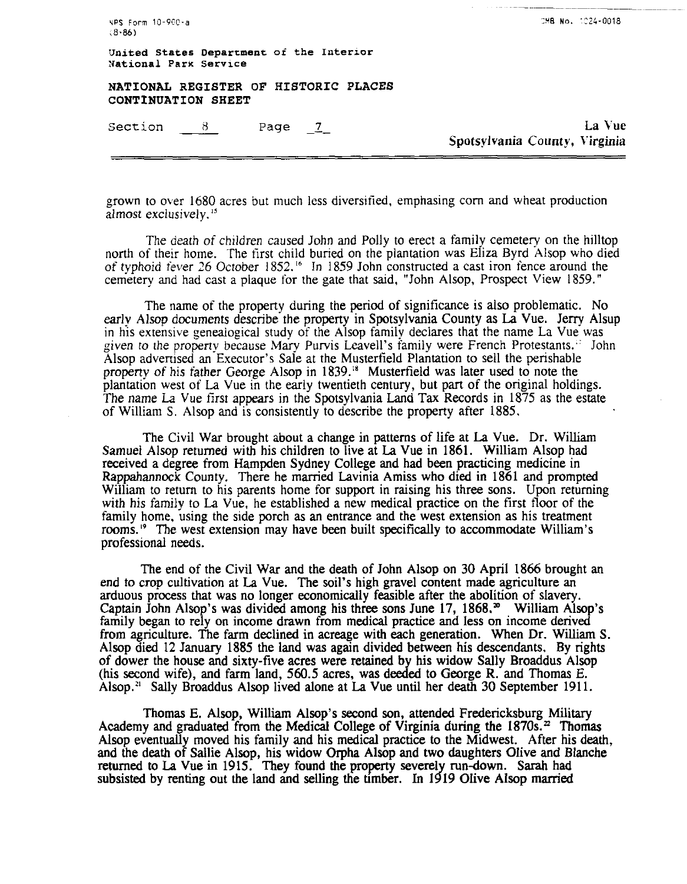grown to over 1680 acres but much less diversified, emphasing corn and wheat production almost exclusively.[15]

The death of children caused John and Polly to erect a family cemetery on the hilltop north of their home. The first child buried on the plantation was Eliza Byrd Alsop who died of typhoid fever 26 October 1852.[16] In 1859 John constructed a cast iron fence around the cemetery and had cast a plaque for the gate that said, "John Alsop, Prospect View 1859."

The name of the property during the period of significance is also problematic. No early Alsop documents describe the property in Spotsylvania County as La Vue. Jerry Alsup in his extensive genealogical study of the Alsop family declares that the name La Vue was given to the property because Mary Purvis Leavell's family were French Protestants.[17] John Alsop advertised an Executor's Sale at the Musterfield Plantation to sell the perishable property of his father George Alsop in 1839.[18] Musterfield was later used to note the plantation west of La Vue in the early twentieth century, but part of the original holdings. The name La Vue first appears in the Spotsylvania Land Tax Records in 1875 as the estate of William S. Alsop and is consistently to describe the property after 1885.

The Civil War brought about a change in patterns of life at La Vue. Dr. William Samuel Alsop returned with his children to live at La Vue in 1861. William Alsop had received a degree from Hampden Sydney College and had been practicing medicine in Rappahannock County. There he married Lavinia Amiss who died in 1861 and prompted William to return to his parents home for support in raising his three sons. Upon returning with his family to La Vue, he established a new medical practice on the first floor of the family home, using the side porch as an entrance and the west extension as his treatment rooms.[19] The west extension may have been built specifically to accommodate William's professional needs.

The end of the Civil War and the death of John Alsop on 30 April 1866 brought an end to crop cultivation at La Vue. The soil's high gravel content made agriculture an arduous process that was no longer economically feasible after the abolition of slavery. Captain John Alsop's was divided among his three sons June 17, 1868.[20] William Alsop's family began to rely on income drawn from medical practice and less on income derived from agriculture. The farm declined in acreage with each generation. When Dr. William S. Alsop died 12 January 1885 the land was again divided between his descendants. By rights of dower the house and sixty-five acres were retained by his widow Sally Broaddus Alsop (his second wife), and farm land, 560.5 acres, was deeded to George R. and Thomas E. Alsop.[21] Sally Broaddus Alsop lived alone at La Vue until her death 30 September 1911.

Thomas E. Alsop, William Alsop's second son, attended Fredericksburg Military Academy and graduated from the Medical College of Virginia during the 1870s.[22] Thomas Alsop eventually moved his family and his medical practice to the Midwest. After his death, and the death of Sallie Alsop, his widow Orpha Alsop and two daughters Olive and Blanche returned to La Vue in 1915. They found the property severely run-down. Sarah had subsisted by renting out the land and selling the timber. In 1919 Olive Alsop married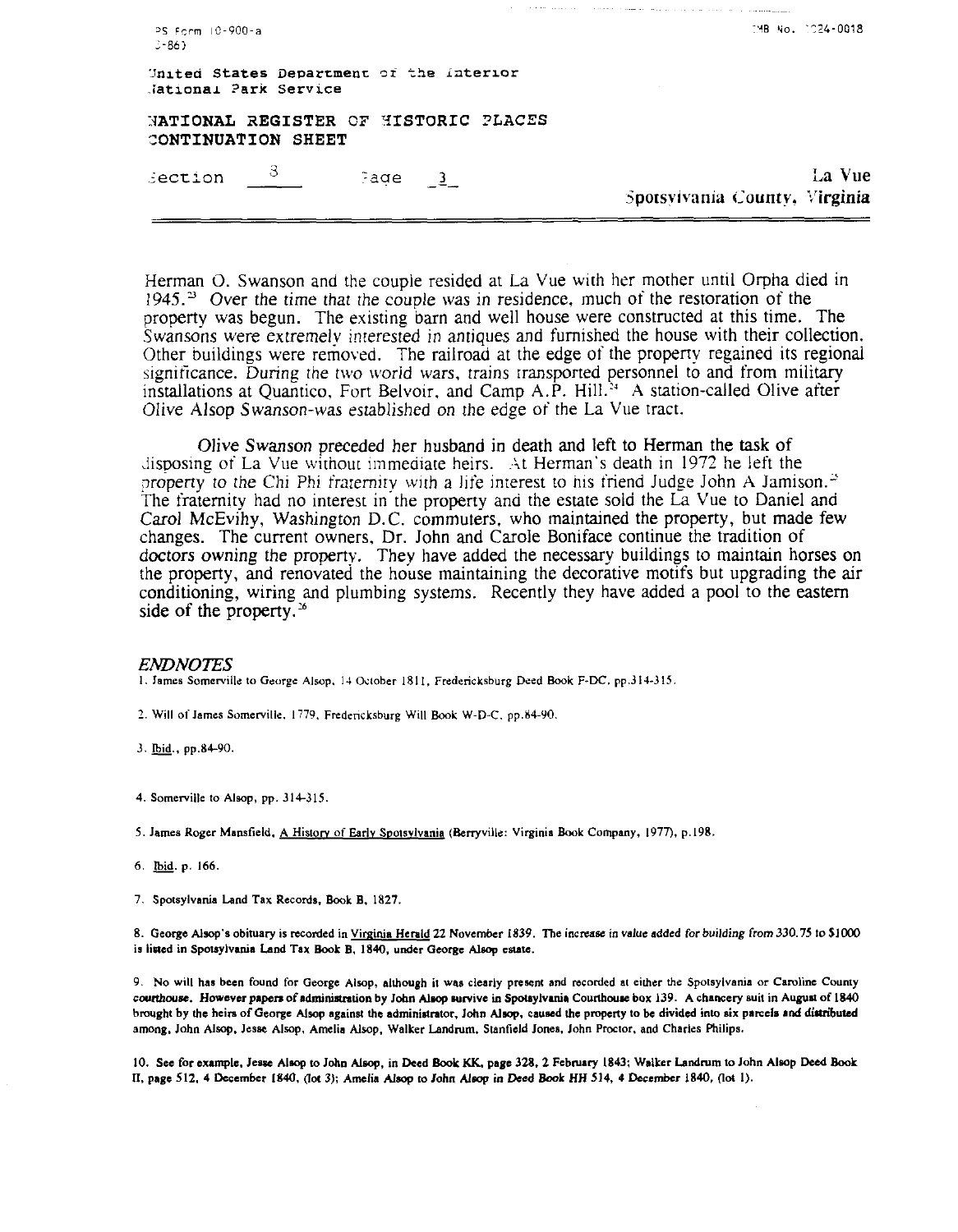Herman O. Swanson and the couple resided at La Vue with her mother until Orpha died in 1945.[23] Over the time that the couple was in residence, much of the restoration of the property was begun. The existing barn and well house were constructed at this time. The Swansons were extremely interested in antiques and furnished the house with their collection. Other buildings were removed. The railroad at the edge of the property regained its regional significance. During the two world wars, trains transported personnel to and from military installations at Quantico, Fort Belvoir, and Camp A.P. Hill.[24] A station-called Olive after Olive Alsop Swanson-was established on the edge of the La Vue tract.

Olive Swanson preceded her husband in death and left to Herman the task of disposing of La Vue without immediate heirs. At Herman's death in 1972 he left the property to the Chi Phi fraternity with a life interest to his friend Judge John A Jamison.[25] The fraternity had no interest in the property and the estate sold the La Vue to Daniel and Carol McEvihy, Washington D.C. commuters, who maintained the property, but made few changes. The current owners, Dr. John and Carole Boniface continue the tradition of doctors owning the property. They have added the necessary buildings to maintain horses on the property, and renovated the house maintaining the decorative motifs but upgrading the air conditioning, wiring and plumbing systems. Recently they have added a pool to the eastern side of the property.[26]

## *ENDNOTES*

1. James Somerville to George Alsop, 14 October 1811, Fredericksburg Deed Book F-DC, pp.314-315.

2. Will of James Somerville, 1779, Fredericksburg Will Book W-D-C, pp.84-90.

3. Ibid., pp.84-90.

4. Somerville to Alsop, pp. 314-315.

5. James Roger Mansfield, A History of Early Spotsylvania (Berryville: Virginia Book Company, 1977), p.198.

6. Ibid. p. 166.

7. Spotsylvania Land Tax Records, Book B, 1827.

8. George Alsop's obituary is recorded in Virginia Herald 22 November 1839. The increase in value added for building from 330.75 to $1000 is listed in Spotsylvania Land Tax Book B, 1840, under George Alsop estate.

9. No will has been found for George Alsop, although it was clearly present and recorded at either the Spotsylvania or Caroline County courthouse. However papers of administration by John Alsop survive in Spotsylvania Courthouse box 139. A chancery suit in August of 1840 brought by the heirs of George Alsop against the administrator, John Alsop, caused the property to be divided into six parcels and distributed among, John Alsop, Jesse Alsop, Amelia Alsop, Walker Landrum, Stanfield Jones, John Proctor, and Charles Philips.

10. See for example, Jesse Alsop to John Alsop, in Deed Book KK, page 328, 2 February 1843; Walker Landrum to John Alsop Deed Book II, page 512, 4 December 1840, (lot 3); Amelia Alsop to John Alsop in Deed Book HH 514, 4 December 1840, (lot 1).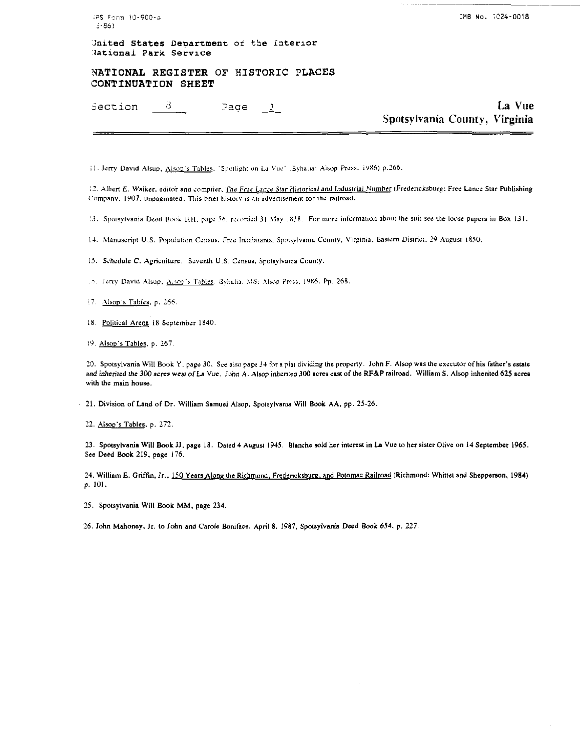11. Jerry David Alsup, Alsop's Tables. "Spotlight on La Vue" (Byhalia: Alsop Press, 1986) p.266.

12. Albert E. Walker, editor and compiler, The Free Lance Star Historical and Industrial Number (Fredericksburg: Free Lance Star Publishing Company, 1907, unpaginated. This brief history is an advertisement for the railroad.

13. Spotsylvania Deed Book HH, page 56, recorded 31 May 1838. For more information about the suit see the loose papers in Box 131.

14. Manuscript U.S. Population Census, Free Inhabitants, Spotsylvania County, Virginia, Eastern District, 29 August 1850.

15. Schedule C, Agriculture, Seventh U.S. Census, Spotsylvania County.

16. Jerry David Alsup, Alsop's Tables, Byhalia, MS: Alsop Press, 1986. Pp. 268.

17. Alsop's Tables, p. 266.

18. Political Arena 18 September 1840.

19. Alsop's Tables, p. 267.

20. Spotsylvania Will Book Y, page 30. See also page 34 for a plat dividing the property. John F. Alsop was the executor of his father's estate and inherited the 300 acres west of La Vue. John A. Alsop inherited 300 acres east of the RF&P railroad. William S. Alsop inherited 625 acres with the main house.

21. Division of Land of Dr. William Samuel Alsop, Spotsylvania Will Book AA, pp. 25-26.

22. Alsop's Tables, p. 272.

23. Spotsylvania Will Book JJ, page 18. Dated 4 August 1945. Blanche sold her interest in La Vue to her sister Olive on 14 September 1965. See Deed Book 219, page 176.

24. William E. Griffin, Jr., 150 Years Along the Richmond, Fredericksburg, and Potomac Railroad (Richmond: Whittet and Shepperson, 1984) p. 101.

25. Spotsylvania Will Book MM, page 234.

26. John Mahoney, Jr. to John and Carole Boniface, April 8, 1987, Spotsylvania Deed Book 654, p. 227.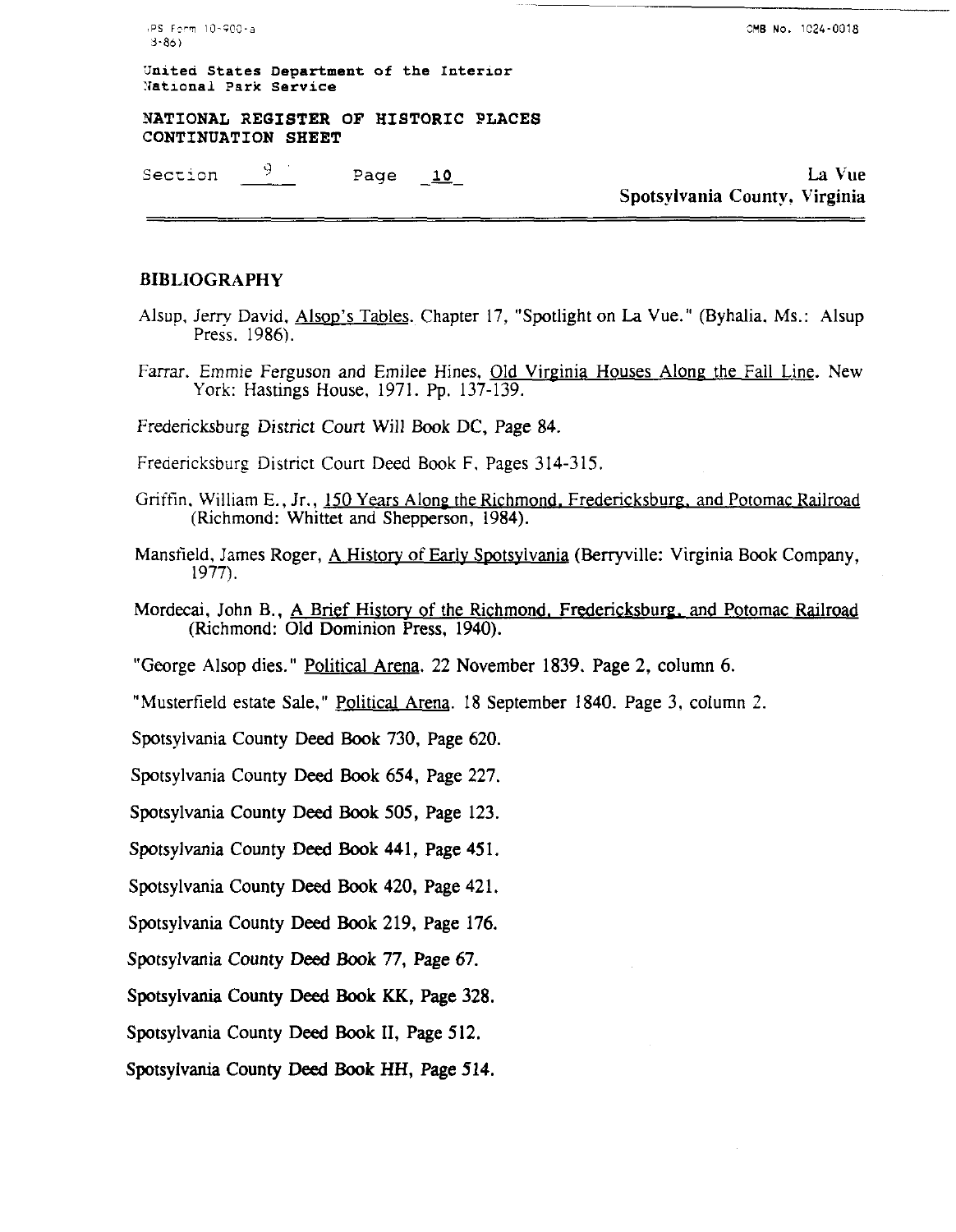## BIBLIOGRAPHY

Alsup, Jerry David, Alsop's Tables. Chapter 17, "Spotlight on La Vue." (Byhalia, Ms.: Alsup Press. 1986).

Farrar. Emmie Ferguson and Emilee Hines, Old Virginia Houses Along the Fall Line. New York: Hastings House, 1971. Pp. 137-139.

Fredericksburg District Court Will Book DC, Page 84.

Fredericksburg District Court Deed Book F, Pages 314-315.

Griffin, William E., Jr., 150 Years Along the Richmond, Fredericksburg, and Potomac Railroad (Richmond: Whittet and Shepperson, 1984).

Mansfield, James Roger, A History of Early Spotsylvania (Berryville: Virginia Book Company, 1977).

Mordecai, John B., A Brief History of the Richmond, Fredericksburg, and Potomac Railroad (Richmond: Old Dominion Press, 1940).

"George Alsop dies." Political Arena. 22 November 1839. Page 2, column 6.

"Musterfield estate Sale," Political Arena. 18 September 1840. Page 3, column 2.

Spotsylvania County Deed Book 730, Page 620.

Spotsylvania County Deed Book 654, Page 227.

Spotsylvania County Deed Book 505, Page 123.

Spotsylvania County Deed Book 441, Page 451.

Spotsylvania County Deed Book 420, Page 421.

Spotsylvania County Deed Book 219, Page 176.

Spotsylvania County Deed Book 77, Page 67.

Spotsylvania County Deed Book KK, Page 328.

Spotsylvania County Deed Book II, Page 512.

Spotsylvania County Deed Book HH, Page 514.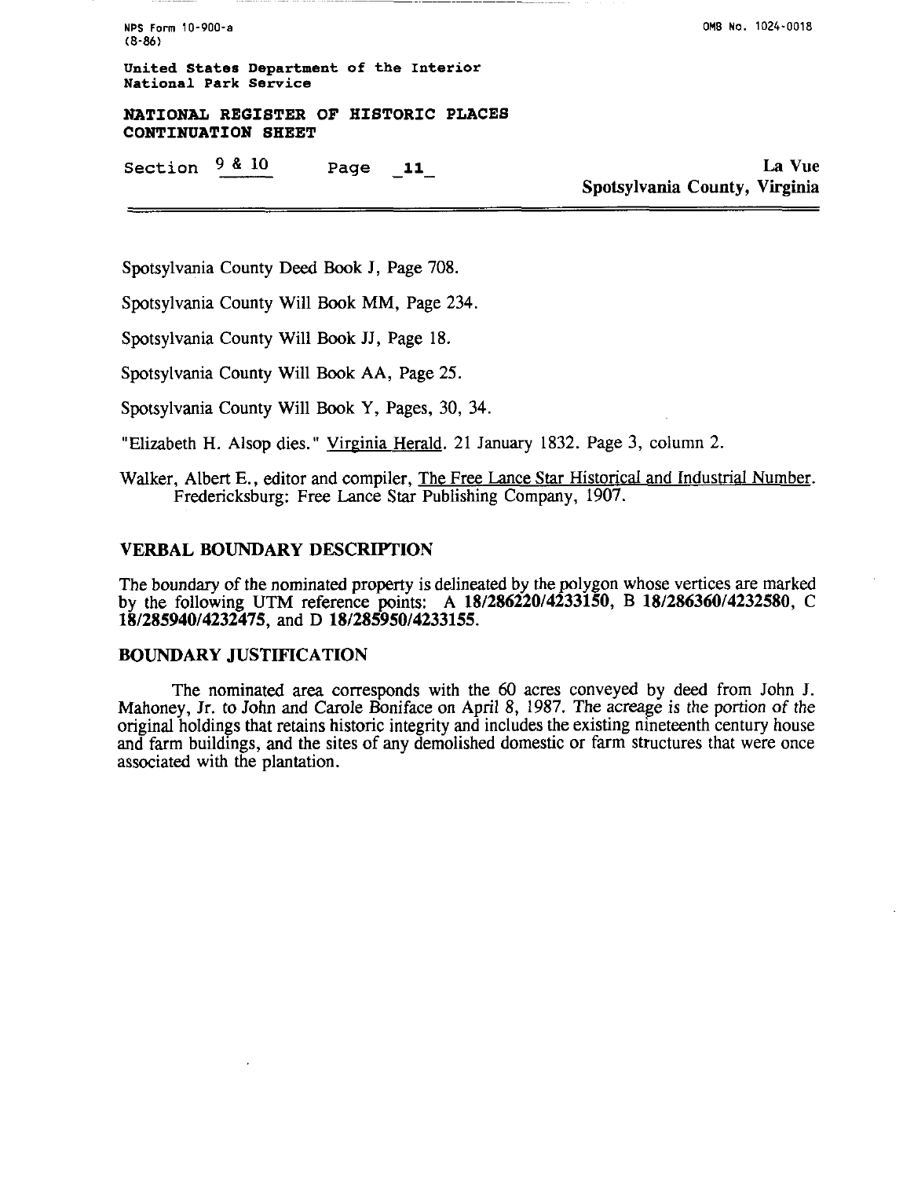Spotsylvania County Deed Book J, Page 708.

Spotsylvania County Will Book MM, Page 234.

Spotsylvania County Will Book JJ, Page 18.

Spotsylvania County Will Book AA, Page 25.

Spotsylvania County Will Book Y, Pages, 30, 34.

"Elizabeth H. Alsop dies." Virginia Herald. 21 January 1832. Page 3, column 2.

Walker, Albert E., editor and compiler, The Free Lance Star Historical and Industrial Number. Fredericksburg: Free Lance Star Publishing Company, 1907.

## VERBAL BOUNDARY DESCRIPTION

The boundary of the nominated property is delineated by the polygon whose vertices are marked by the following UTM reference points: A **18/286220/4233150**, B **18/286360/4232580**, C **18/285940/4232475**, and D **18/285950/4233155**.

## BOUNDARY JUSTIFICATION

The nominated area corresponds with the 60 acres conveyed by deed from John J. Mahoney, Jr. to John and Carole Boniface on April 8, 1987. The acreage is the portion of the original holdings that retains historic integrity and includes the existing nineteenth century house and farm buildings, and the sites of any demolished domestic or farm structures that were once associated with the plantation.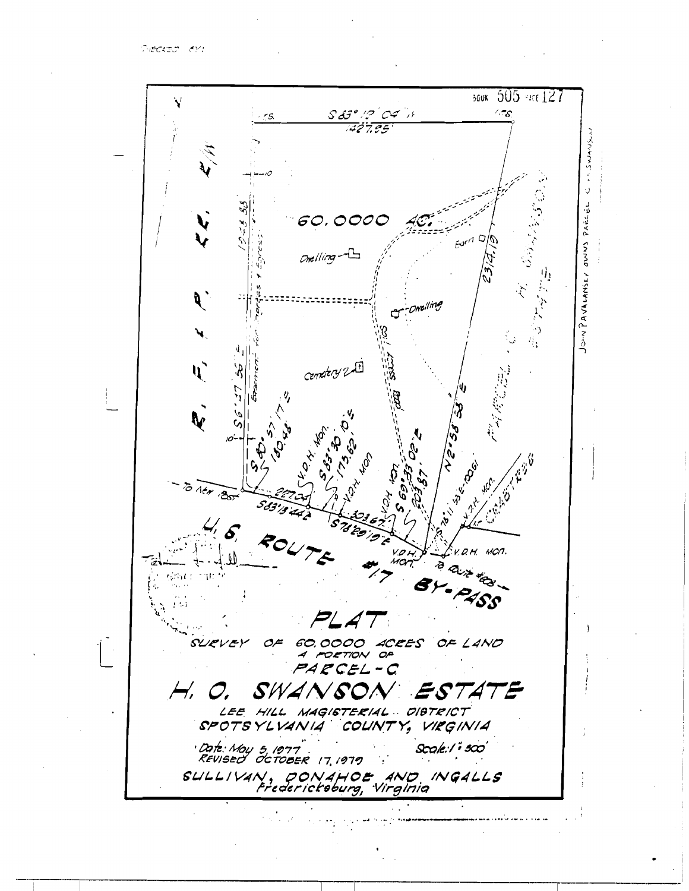CHECKED BY:

BOOK 505 PAGE 127

S 83° 12' 04" W
1427.95'

60.0000 AC.

Dwelling

Barn

Dwelling

Cemetery

R. F. & P. R.R. R/W

Easement for Ingress & Egress

S 6° 47' 56" E 1243.35

N 2° 58' 58" E 2314.19

S 80° 57' 17" E 180.48'

S 83° 30' 10" E 175.62'

S 69° 33' 02" E 203.87'

V.D.H. Mon.

V.D.H. Mon.

V.D.H. Mon.

To New Post

S 83° 13' 44" E 227.04

S 78° 29' 19" E 303.67

S 78° 11' 53" E 100.61

V.D.H. Mon.

To Route #608

U.S. ROUTE #17 BY-PASS

H. O. SWANSON ESTATE

PARCEL C

JOHN PAVALANSKY OWNS PARCEL C H. SWANSON

# PLAT

SURVEY OF 60.0000 ACRES OF LAND
A PORTION OF
PARCEL-C

## H. O. SWANSON ESTATE

LEE HILL MAGISTERIAL DISTRICT
SPOTSYLVANIA COUNTY, VIRGINIA

Date: May 5, 1977
REVISED OCTOBER 17, 1979

Scale: 1" = 300'

SULLIVAN, DONAHOE AND INGALLS
Fredericksburg, Virginia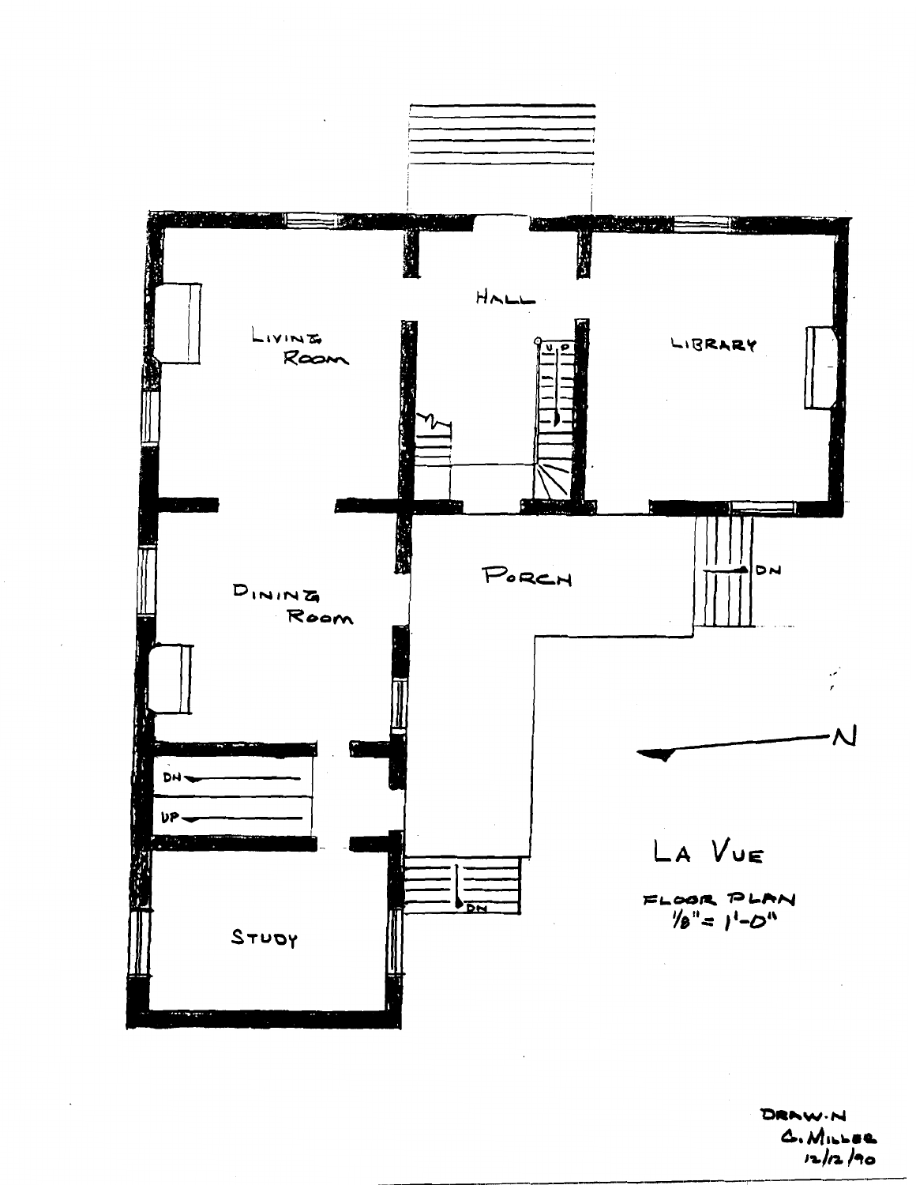HALL

LIVING ROOM

LIBRARY

UP

DINING ROOM

PORCH

DN

N

DN

UP

DN

STUDY

LA VUE

FLOOR PLAN
1/8" = 1'-0"

DRAWN
G. MILLER
12/12/90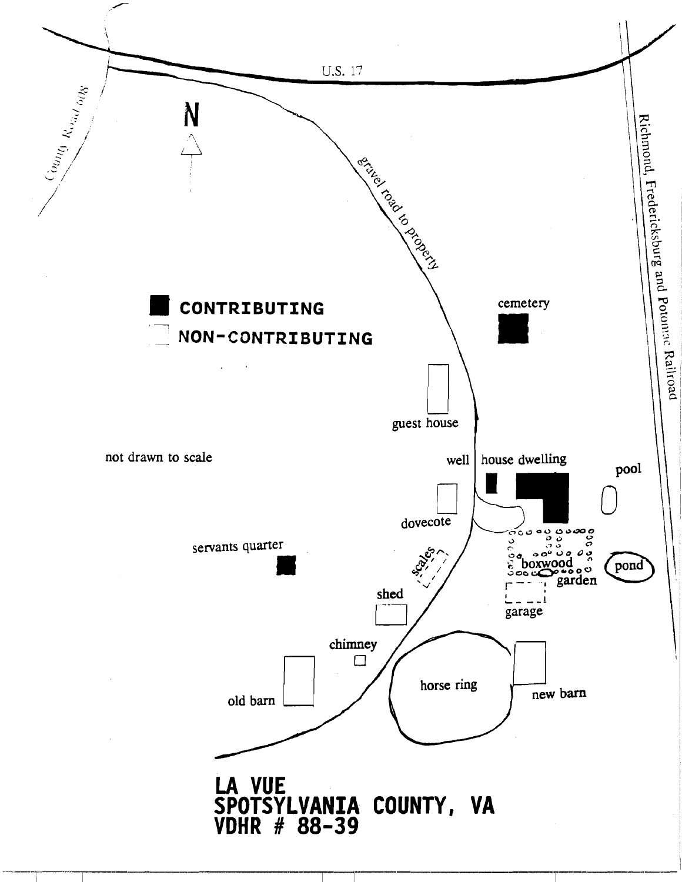U.S. 17

County Road 608

N

gravel road to property

Richmond, Fredericksburg and Potomac Railroad

**CONTRIBUTING**

**NON-CONTRIBUTING**

cemetery

guest house

not drawn to scale

well

house dwelling

pool

dovecote

servants quarter

scales

boxwood garden

pond

shed

garage

chimney

horse ring

new barn

old barn

# LA VUE
# SPOTSYLVANIA COUNTY, VA
# VDHR # 88-39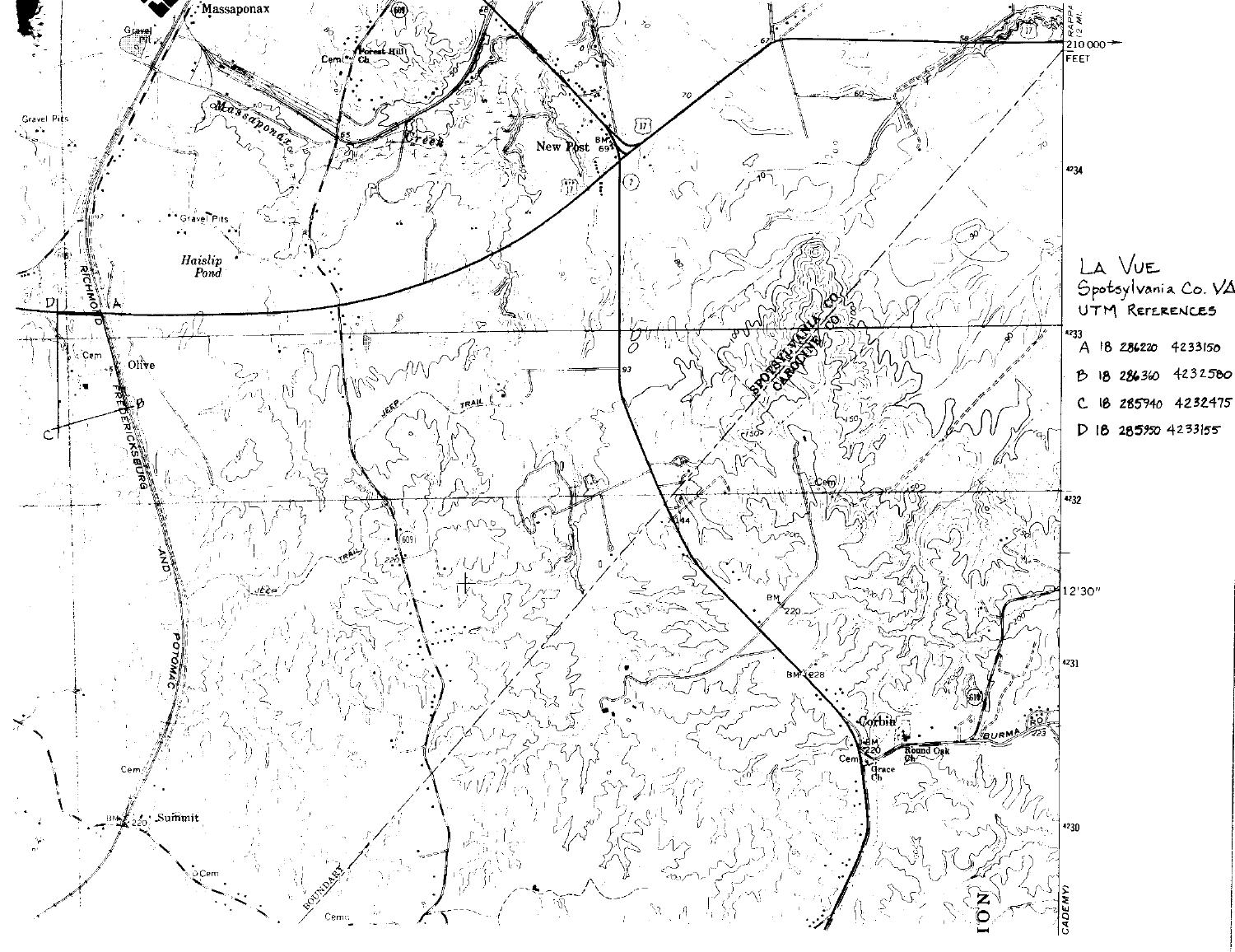LA VUE

Spotsylvania Co. VA

UTM REFERENCES

A 18 286220 4233150

B 18 286360 4232580

C 18 285940 4232475

D 18 285950 4233155